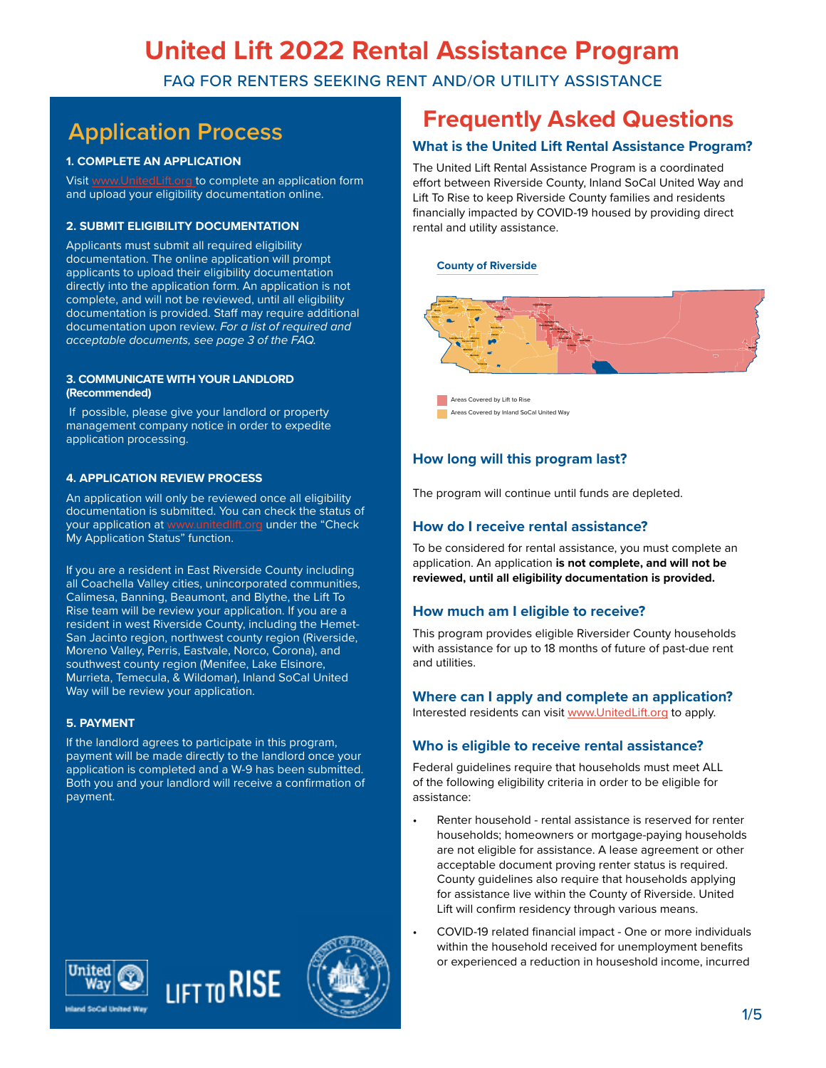# United Lift 2022 Rental Assistance Program

FAQ FOR RENTERS SEEKING RENT AND/OR UTILITY ASSISTANCE

## Application Process

**1. COMPLETE AN APPLICATION**

Visit www.UnitedLift.org to complete an application form and upload your eligibility documentation online.

**2. SUBMIT ELIGIBILITY DOCUMENTATION**

Applicants must submit all required eligibility documentation. The online application will prompt applicants to upload their eligibility documentation directly into the application form. An application is not complete, and will not be reviewed, until all eligibility documentation is provided. Staff may require additional documentation upon review. *For a list of required and acceptable documents, see page 3 of the FAQ.*

**3. COMMUNICATE WITH YOUR LANDLORD (Recommended)**

If possible, please give your landlord or property management company notice in order to expedite application processing.

**4. APPLICATION REVIEW PROCESS**

An application will only be reviewed once all eligibility documentation is submitted. You can check the status of your application at www.unitedlift.org under the "Check My Application Status" function.

If you are a resident in East Riverside County including all Coachella Valley cities, unincorporated communities, Calimesa, Banning, Beaumont, and Blythe, the Lift To Rise team will be review your application. If you are a resident in west Riverside County, including the Hemet-San Jacinto region, northwest county region (Riverside, Moreno Valley, Perris, Eastvale, Norco, Corona), and southwest county region (Menifee, Lake Elsinore, Murrieta, Temecula, & Wildomar), Inland SoCal United Way will be review your application.

**5. PAYMENT**

If the landlord agrees to participate in this program, payment will be made directly to the landlord once your application is completed and a W-9 has been submitted. Both you and your landlord will receive a confirmation of payment.

## Frequently Asked Questions

### What is the United Lift Rental Assistance Program?

The United Lift Rental Assistance Program is a coordinated effort between Riverside County, Inland SoCal United Way and Lift To Rise to keep Riverside County families and residents financially impacted by COVID-19 housed by providing direct rental and utility assistance.

County of Riverside

Areas Covered by Lift to Rise

Areas Covered by Inland SoCal United Way

### How long will this program last?

The program will continue until funds are depleted.

### How do I receive rental assistance?

To be considered for rental assistance, you must complete an application. An application **is not complete, and will not be reviewed, until all eligibility documentation is provided.**

### How much am I eligible to receive?

This program provides eligible Riversider County households with assistance for up to 18 months of future of past-due rent and utilities.

### Where can I apply and complete an application?

Interested residents can visit www.UnitedLift.org to apply.

### Who is eligible to receive rental assistance?

Federal guidelines require that households must meet ALL of the following eligibility criteria in order to be eligible for assistance:

- Renter household - rental assistance is reserved for renter households; homeowners or mortgage-paying households are not eligible for assistance. A lease agreement or other acceptable document proving renter status is required. County guidelines also require that households applying for assistance live within the County of Riverside. United Lift will confirm residency through various means.
- COVID-19 related financial impact - One or more individuals within the household received for unemployment benefits or experienced a reduction in household income, incurred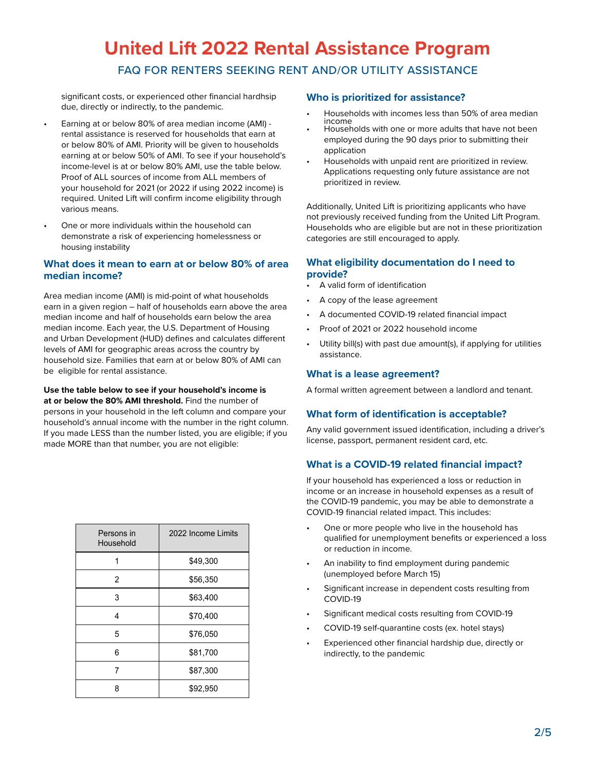significant costs, or experienced other financial hardship due, directly or indirectly, to the pandemic.

- Earning at or below 80% of area median income (AMI) - rental assistance is reserved for households that earn at or below 80% of AMI. Priority will be given to households earning at or below 50% of AMI. To see if your household's income-level is at or below 80% AMI, use the table below. Proof of ALL sources of income from ALL members of your household for 2021 (or 2022 if using 2022 income) is required. United Lift will confirm income eligibility through various means.
- One or more individuals within the household can demonstrate a risk of experiencing homelessness or housing instability

## What does it mean to earn at or below 80% of area median income?

Area median income (AMI) is mid-point of what households earn in a given region – half of households earn above the area median income and half of households earn below the area median income. Each year, the U.S. Department of Housing and Urban Development (HUD) defines and calculates different levels of AMI for geographic areas across the country by household size. Families that earn at or below 80% of AMI can be eligible for rental assistance.

**Use the table below to see if your household's income is at or below the 80% AMI threshold.** Find the number of persons in your household in the left column and compare your household's annual income with the number in the right column. If you made LESS than the number listed, you are eligible; if you made MORE than that number, you are not eligible:

| Persons in Household | 2022 Income Limits |
|---|---|
| 1 | $49,300 |
| 2 | $56,350 |
| 3 | $63,400 |
| 4 | $70,400 |
| 5 | $76,050 |
| 6 | $81,700 |
| 7 | $87,300 |
| 8 | $92,950 |

## Who is prioritized for assistance?

- Households with incomes less than 50% of area median income
- Households with one or more adults that have not been employed during the 90 days prior to submitting their application
- Households with unpaid rent are prioritized in review. Applications requesting only future assistance are not prioritized in review.

Additionally, United Lift is prioritizing applicants who have not previously received funding from the United Lift Program. Households who are eligible but are not in these prioritization categories are still encouraged to apply.

## What eligibility documentation do I need to provide?

- A valid form of identification
- A copy of the lease agreement
- A documented COVID-19 related financial impact
- Proof of 2021 or 2022 household income
- Utility bill(s) with past due amount(s), if applying for utilities assistance.

## What is a lease agreement?

A formal written agreement between a landlord and tenant.

## What form of identification is acceptable?

Any valid government issued identification, including a driver's license, passport, permanent resident card, etc.

## What is a COVID-19 related financial impact?

If your household has experienced a loss or reduction in income or an increase in household expenses as a result of the COVID-19 pandemic, you may be able to demonstrate a COVID-19 financial related impact. This includes:

- One or more people who live in the household has qualified for unemployment benefits or experienced a loss or reduction in income.
- An inability to find employment during pandemic (unemployed before March 15)
- Significant increase in dependent costs resulting from COVID-19
- Significant medical costs resulting from COVID-19
- COVID-19 self-quarantine costs (ex. hotel stays)
- Experienced other financial hardship due, directly or indirectly, to the pandemic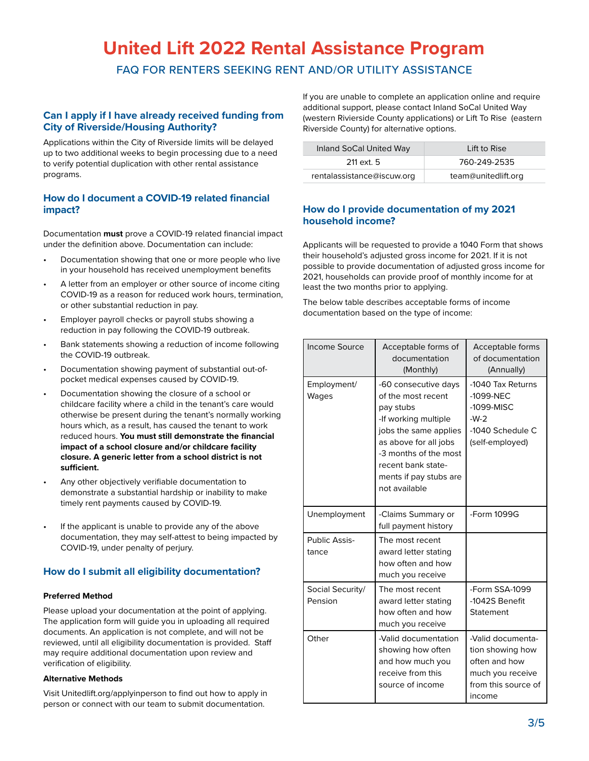# United Lift 2022 Rental Assistance Program

FAQ FOR RENTERS SEEKING RENT AND/OR UTILITY ASSISTANCE

## Can I apply if I have already received funding from City of Riverside/Housing Authority?

Applications within the City of Riverside limits will be delayed up to two additional weeks to begin processing due to a need to verify potential duplication with other rental assistance programs.

## How do I document a COVID-19 related financial impact?

Documentation **must** prove a COVID-19 related financial impact under the definition above. Documentation can include:

- Documentation showing that one or more people who live in your household has received unemployment benefits
- A letter from an employer or other source of income citing COVID-19 as a reason for reduced work hours, termination, or other substantial reduction in pay.
- Employer payroll checks or payroll stubs showing a reduction in pay following the COVID-19 outbreak.
- Bank statements showing a reduction of income following the COVID-19 outbreak.
- Documentation showing payment of substantial out-of-pocket medical expenses caused by COVID-19.
- Documentation showing the closure of a school or childcare facility where a child in the tenant's care would otherwise be present during the tenant's normally working hours which, as a result, has caused the tenant to work reduced hours. **You must still demonstrate the financial impact of a school closure and/or childcare facility closure. A generic letter from a school district is not sufficient.**
- Any other objectively verifiable documentation to demonstrate a substantial hardship or inability to make timely rent payments caused by COVID-19.
- If the applicant is unable to provide any of the above documentation, they may self-attest to being impacted by COVID-19, under penalty of perjury.

## How do I submit all eligibility documentation?

**Preferred Method**

Please upload your documentation at the point of applying. The application form will guide you in uploading all required documents. An application is not complete, and will not be reviewed, until all eligibility documentation is provided. Staff may require additional documentation upon review and verification of eligibility.

**Alternative Methods**

Visit Unitedlift.org/applyinperson to find out how to apply in person or connect with our team to submit documentation.

If you are unable to complete an application online and require additional support, please contact Inland SoCal United Way (western Rivierside County applications) or Lift To Rise (eastern Riverside County) for alternative options.

| Inland SoCal United Way | Lift to Rise |
|---|---|
| 211 ext. 5 | 760-249-2535 |
| rentalassistance@iscuw.org | team@unitedlift.org |

## How do I provide documentation of my 2021 household income?

Applicants will be requested to provide a 1040 Form that shows their household's adjusted gross income for 2021. If it is not possible to provide documentation of adjusted gross income for 2021, households can provide proof of monthly income for at least the two months prior to applying.

The below table describes acceptable forms of income documentation based on the type of income:

| Income Source | Acceptable forms of documentation (Monthly) | Acceptable forms of documentation (Annually) |
|---|---|---|
| Employment/ Wages | -60 consecutive days of the most recent pay stubs<br>-If working multiple jobs the same applies as above for all jobs<br>-3 months of the most recent bank statements if pay stubs are not available | -1040 Tax Returns<br>-1099-NEC<br>-1099-MISC<br>-W-2<br>-1040 Schedule C (self-employed) |
| Unemployment | -Claims Summary or full payment history | -Form 1099G |
| Public Assistance | The most recent award letter stating how often and how much you receive | |
| Social Security/ Pension | The most recent award letter stating how often and how much you receive | -Form SSA-1099<br>-1042S Benefit Statement |
| Other | -Valid documentation showing how often and how much you receive from this source of income | -Valid documentation showing how often and how much you receive from this source of income |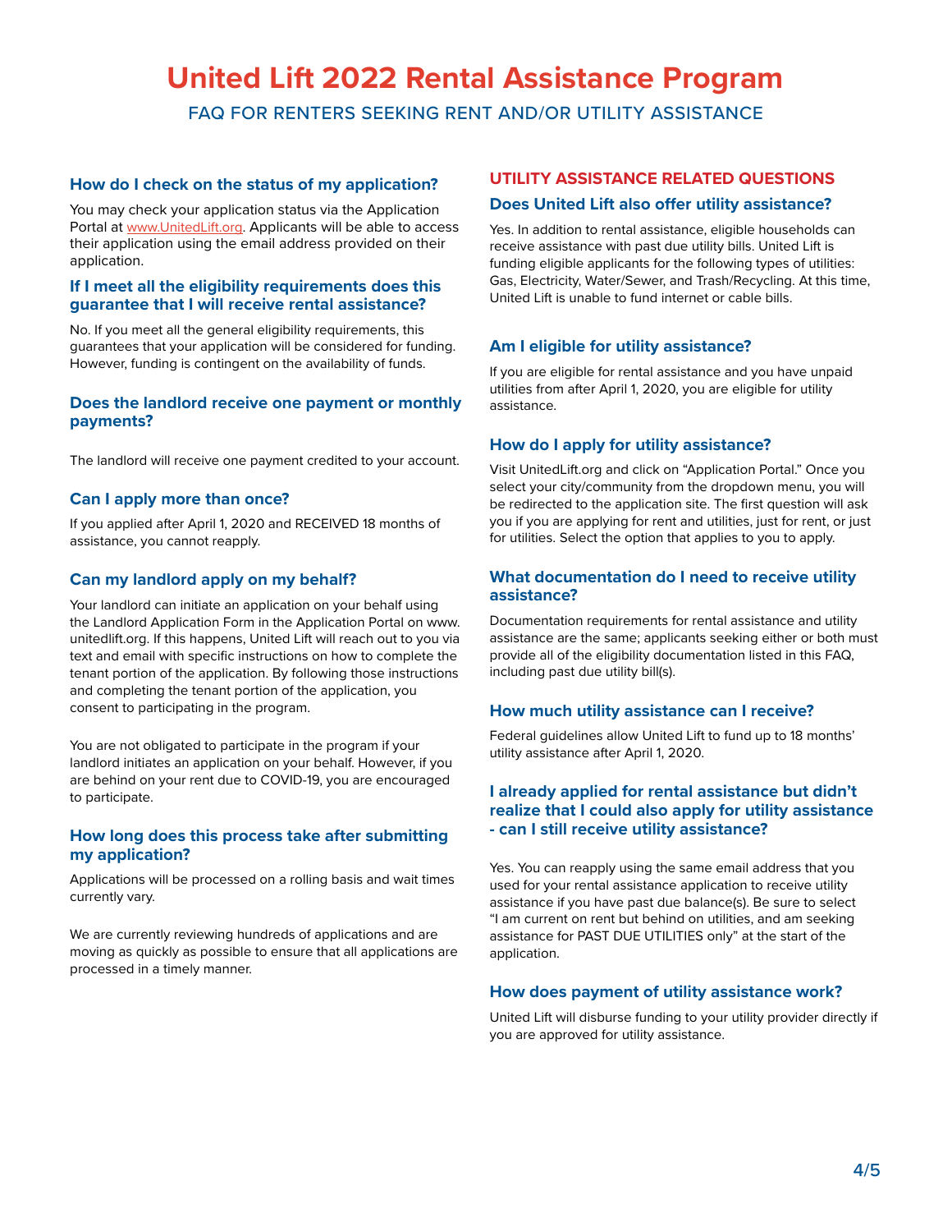# United Lift 2022 Rental Assistance Program

FAQ FOR RENTERS SEEKING RENT AND/OR UTILITY ASSISTANCE

### How do I check on the status of my application?

You may check your application status via the Application Portal at www.UnitedLift.org. Applicants will be able to access their application using the email address provided on their application.

### If I meet all the eligibility requirements does this guarantee that I will receive rental assistance?

No. If you meet all the general eligibility requirements, this guarantees that your application will be considered for funding. However, funding is contingent on the availability of funds.

### Does the landlord receive one payment or monthly payments?

The landlord will receive one payment credited to your account.

### Can I apply more than once?

If you applied after April 1, 2020 and RECEIVED 18 months of assistance, you cannot reapply.

### Can my landlord apply on my behalf?

Your landlord can initiate an application on your behalf using the Landlord Application Form in the Application Portal on www.unitedlift.org. If this happens, United Lift will reach out to you via text and email with specific instructions on how to complete the tenant portion of the application. By following those instructions and completing the tenant portion of the application, you consent to participating in the program.

You are not obligated to participate in the program if your landlord initiates an application on your behalf. However, if you are behind on your rent due to COVID-19, you are encouraged to participate.

### How long does this process take after submitting my application?

Applications will be processed on a rolling basis and wait times currently vary.

We are currently reviewing hundreds of applications and are moving as quickly as possible to ensure that all applications are processed in a timely manner.

## UTILITY ASSISTANCE RELATED QUESTIONS

### Does United Lift also offer utility assistance?

Yes. In addition to rental assistance, eligible households can receive assistance with past due utility bills. United Lift is funding eligible applicants for the following types of utilities: Gas, Electricity, Water/Sewer, and Trash/Recycling. At this time, United Lift is unable to fund internet or cable bills.

### Am I eligible for utility assistance?

If you are eligible for rental assistance and you have unpaid utilities from after April 1, 2020, you are eligible for utility assistance.

### How do I apply for utility assistance?

Visit UnitedLift.org and click on "Application Portal." Once you select your city/community from the dropdown menu, you will be redirected to the application site. The first question will ask you if you are applying for rent and utilities, just for rent, or just for utilities. Select the option that applies to you to apply.

### What documentation do I need to receive utility assistance?

Documentation requirements for rental assistance and utility assistance are the same; applicants seeking either or both must provide all of the eligibility documentation listed in this FAQ, including past due utility bill(s).

### How much utility assistance can I receive?

Federal guidelines allow United Lift to fund up to 18 months' utility assistance after April 1, 2020.

### I already applied for rental assistance but didn't realize that I could also apply for utility assistance - can I still receive utility assistance?

Yes. You can reapply using the same email address that you used for your rental assistance application to receive utility assistance if you have past due balance(s). Be sure to select "I am current on rent but behind on utilities, and am seeking assistance for PAST DUE UTILITIES only" at the start of the application.

### How does payment of utility assistance work?

United Lift will disburse funding to your utility provider directly if you are approved for utility assistance.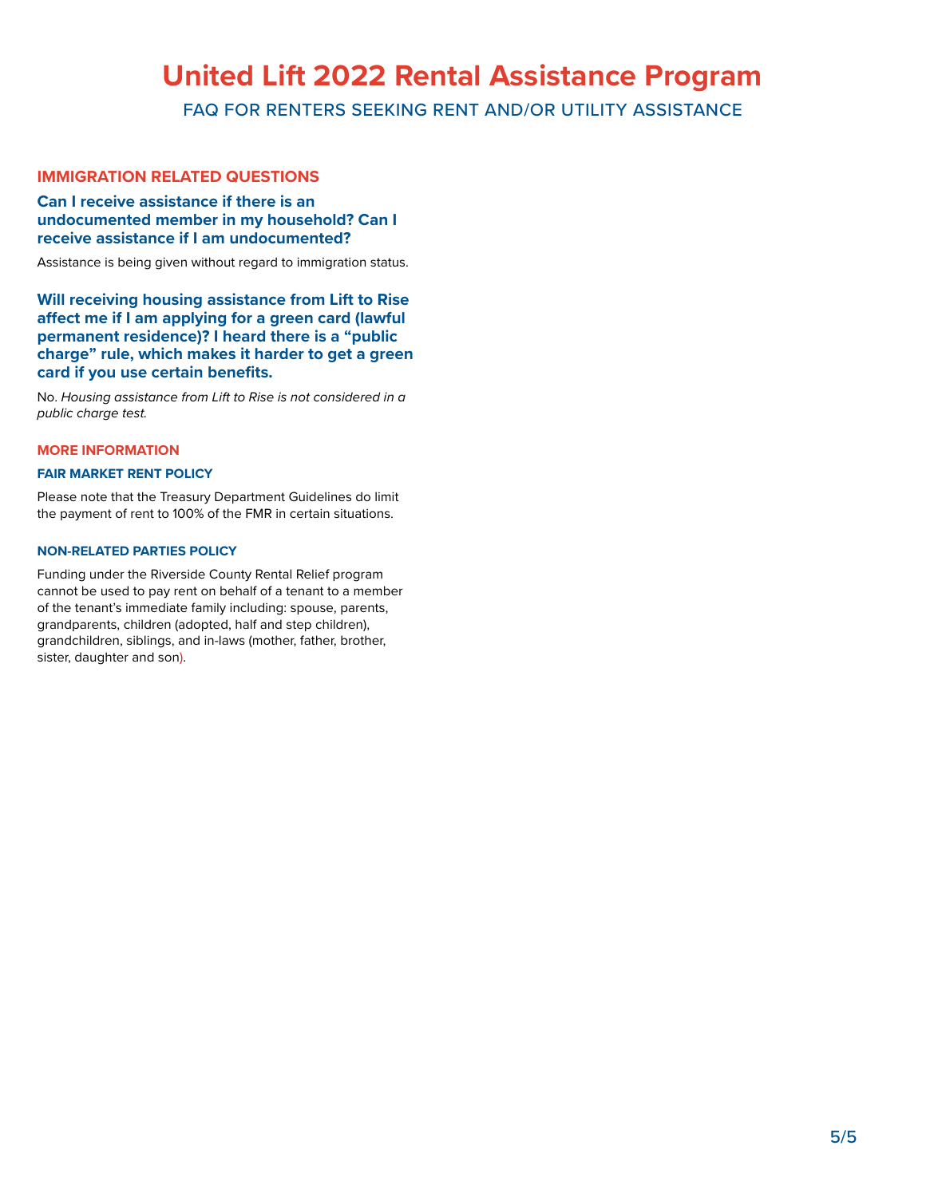# United Lift 2022 Rental Assistance Program

FAQ FOR RENTERS SEEKING RENT AND/OR UTILITY ASSISTANCE

## IMMIGRATION RELATED QUESTIONS

### Can I receive assistance if there is an undocumented member in my household? Can I receive assistance if I am undocumented?

Assistance is being given without regard to immigration status.

### Will receiving housing assistance from Lift to Rise affect me if I am applying for a green card (lawful permanent residence)? I heard there is a "public charge" rule, which makes it harder to get a green card if you use certain benefits.

No. *Housing assistance from Lift to Rise is not considered in a public charge test.*

## MORE INFORMATION

### FAIR MARKET RENT POLICY

Please note that the Treasury Department Guidelines do limit the payment of rent to 100% of the FMR in certain situations.

### NON-RELATED PARTIES POLICY

Funding under the Riverside County Rental Relief program cannot be used to pay rent on behalf of a tenant to a member of the tenant's immediate family including: spouse, parents, grandparents, children (adopted, half and step children), grandchildren, siblings, and in-laws (mother, father, brother, sister, daughter and son).